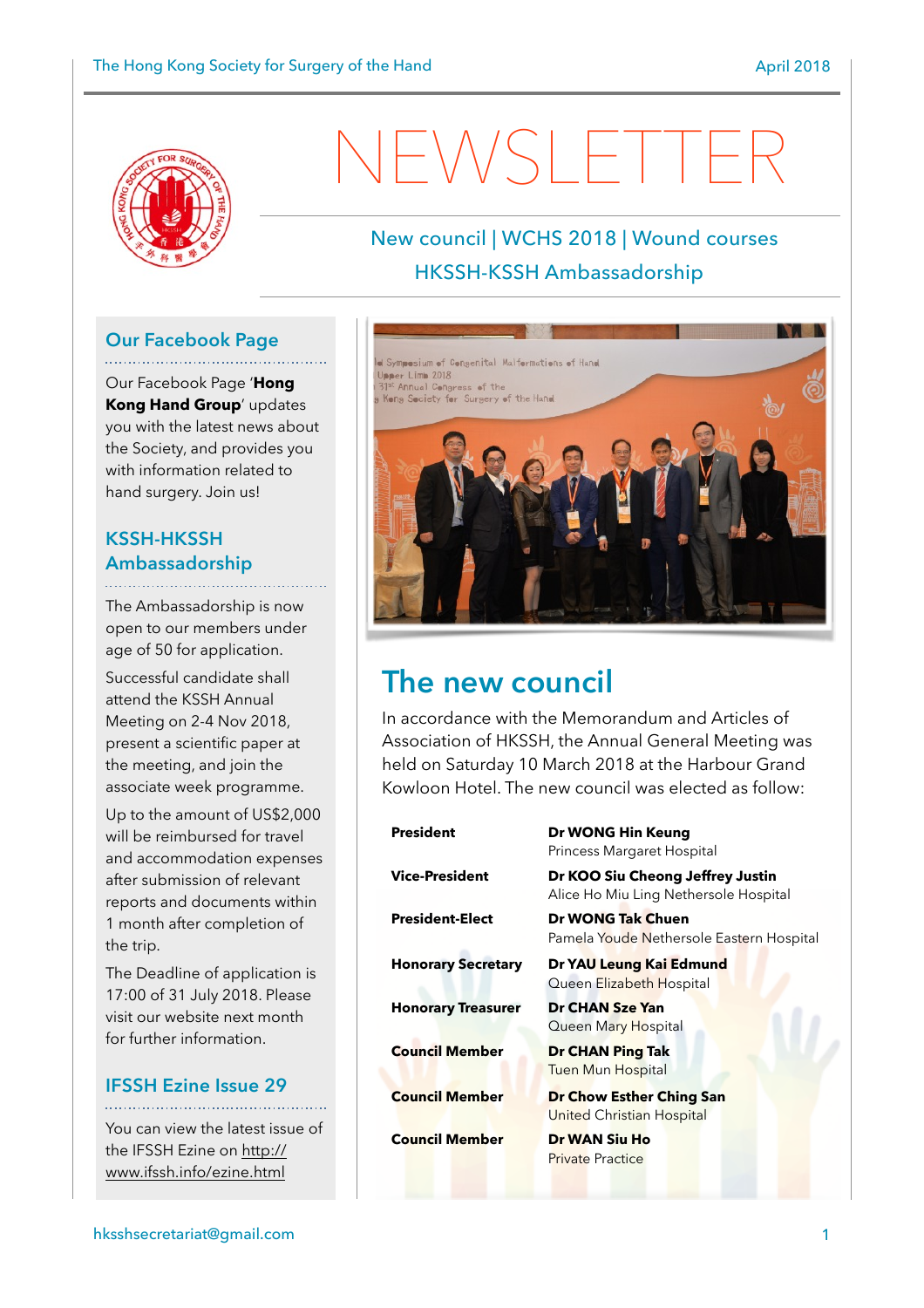# NEWSLETTER

New council | WCHS 2018 | Wound courses

HKSSH-KSSH Ambassadorship

## Our Facebook Page

Our Facebook Page '**Hong Kong Hand Group**' updates you with the latest news about the Society, and provides you with information related to hand surgery. Join us!

## KSSH-HKSSH Ambassadorship

The Ambassadorship is now open to our members under age of 50 for application.

Successful candidate shall attend the KSSH Annual Meeting on 2-4 Nov 2018, present a scientific paper at the meeting, and join the associate week programme.

Up to the amount of US$2,000 will be reimbursed for travel and accommodation expenses after submission of relevant reports and documents within 1 month after completion of the trip.

The Deadline of application is 17:00 of 31 July 2018. Please visit our website next month for further information.

## IFSSH Ezine Issue 29

You can view the latest issue of the IFSSH Ezine on http://www.ifssh.info/ezine.html

## The new council

In accordance with the Memorandum and Articles of Association of HKSSH, the Annual General Meeting was held on Saturday 10 March 2018 at the Harbour Grand Kowloon Hotel. The new council was elected as follow:

| | |
|---|---|
| **President** | **Dr WONG Hin Keung**<br>Princess Margaret Hospital |
| **Vice-President** | **Dr KOO Siu Cheong Jeffrey Justin**<br>Alice Ho Miu Ling Nethersole Hospital |
| **President-Elect** | **Dr WONG Tak Chuen**<br>Pamela Youde Nethersole Eastern Hospital |
| **Honorary Secretary** | **Dr YAU Leung Kai Edmund**<br>Queen Elizabeth Hospital |
| **Honorary Treasurer** | **Dr CHAN Sze Yan**<br>Queen Mary Hospital |
| **Council Member** | **Dr CHAN Ping Tak**<br>Tuen Mun Hospital |
| **Council Member** | **Dr Chow Esther Ching San**<br>United Christian Hospital |
| **Council Member** | **Dr WAN Siu Ho**<br>Private Practice |

hksshsecretariat@gmail.com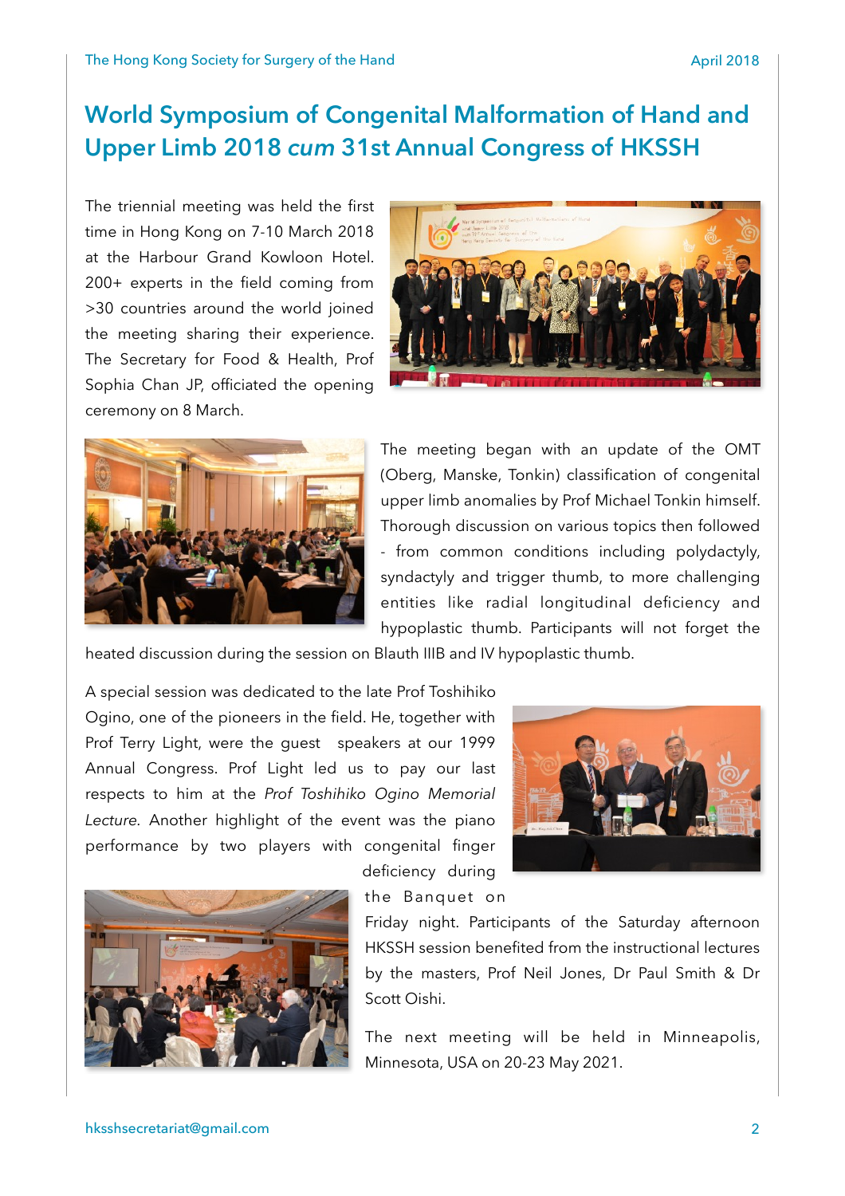# World Symposium of Congenital Malformation of Hand and Upper Limb 2018 *cum* 31st Annual Congress of HKSSH

The triennial meeting was held the first time in Hong Kong on 7-10 March 2018 at the Harbour Grand Kowloon Hotel. 200+ experts in the field coming from >30 countries around the world joined the meeting sharing their experience. The Secretary for Food & Health, Prof Sophia Chan JP, officiated the opening ceremony on 8 March.

The meeting began with an update of the OMT (Oberg, Manske, Tonkin) classification of congenital upper limb anomalies by Prof Michael Tonkin himself. Thorough discussion on various topics then followed - from common conditions including polydactyly, syndactyly and trigger thumb, to more challenging entities like radial longitudinal deficiency and hypoplastic thumb. Participants will not forget the heated discussion during the session on Blauth IIIB and IV hypoplastic thumb.

A special session was dedicated to the late Prof Toshihiko Ogino, one of the pioneers in the field. He, together with Prof Terry Light, were the guest speakers at our 1999 Annual Congress. Prof Light led us to pay our last respects to him at the *Prof Toshihiko Ogino Memorial Lecture*. Another highlight of the event was the piano performance by two players with congenital finger deficiency during the Banquet on Friday night. Participants of the Saturday afternoon HKSSH session benefited from the instructional lectures by the masters, Prof Neil Jones, Dr Paul Smith & Dr Scott Oishi.

The next meeting will be held in Minneapolis, Minnesota, USA on 20-23 May 2021.

hksshsecretariat@gmail.com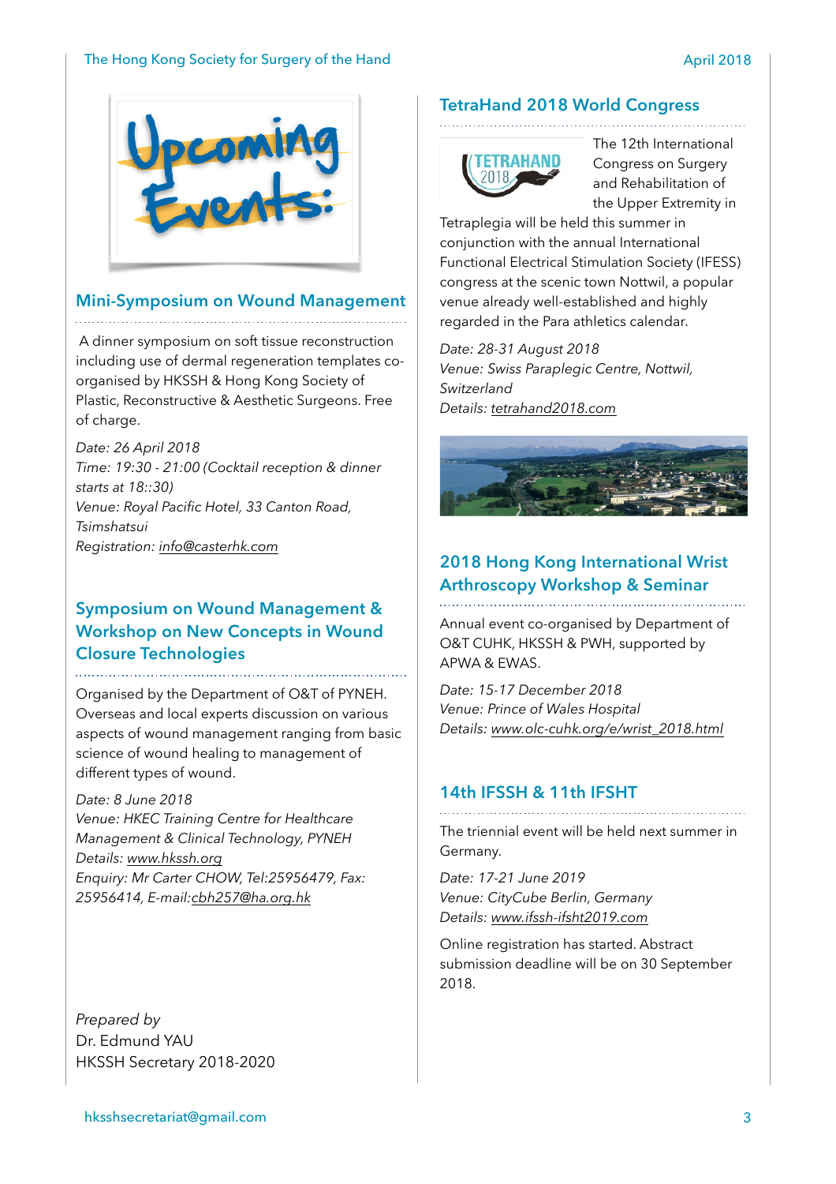# Upcoming Events:

## Mini-Symposium on Wound Management

A dinner symposium on soft tissue reconstruction including use of dermal regeneration templates co-organised by HKSSH & Hong Kong Society of Plastic, Reconstructive & Aesthetic Surgeons. Free of charge.

*Date: 26 April 2018*
*Time: 19:30 - 21:00 (Cocktail reception & dinner starts at 18::30)*
*Venue: Royal Pacific Hotel, 33 Canton Road, Tsimshatsui*
*Registration: info@casterhk.com*

## Symposium on Wound Management & Workshop on New Concepts in Wound Closure Technologies

Organised by the Department of O&T of PYNEH. Overseas and local experts discussion on various aspects of wound management ranging from basic science of wound healing to management of different types of wound.

*Date: 8 June 2018*
*Venue: HKEC Training Centre for Healthcare Management & Clinical Technology, PYNEH*
*Details: www.hkssh.org*
*Enquiry: Mr Carter CHOW, Tel:25956479, Fax: 25956414, E-mail:cbh257@ha.org.hk*

*Prepared by*
Dr. Edmund YAU
HKSSH Secretary 2018-2020

## TetraHand 2018 World Congress

TETRAHAND 2018

The 12th International Congress on Surgery and Rehabilitation of the Upper Extremity in Tetraplegia will be held this summer in conjunction with the annual International Functional Electrical Stimulation Society (IFESS) congress at the scenic town Nottwil, a popular venue already well-established and highly regarded in the Para athletics calendar.

*Date: 28-31 August 2018*
*Venue: Swiss Paraplegic Centre, Nottwil, Switzerland*
*Details: tetrahand2018.com*

## 2018 Hong Kong International Wrist Arthroscopy Workshop & Seminar

Annual event co-organised by Department of O&T CUHK, HKSSH & PWH, supported by APWA & EWAS.

*Date: 15-17 December 2018*
*Venue: Prince of Wales Hospital*
*Details: www.olc-cuhk.org/e/wrist_2018.html*

## 14th IFSSH & 11th IFSHT

The triennial event will be held next summer in Germany.

*Date: 17-21 June 2019*
*Venue: CityCube Berlin, Germany*
*Details: www.ifssh-ifsht2019.com*

Online registration has started. Abstract submission deadline will be on 30 September 2018.